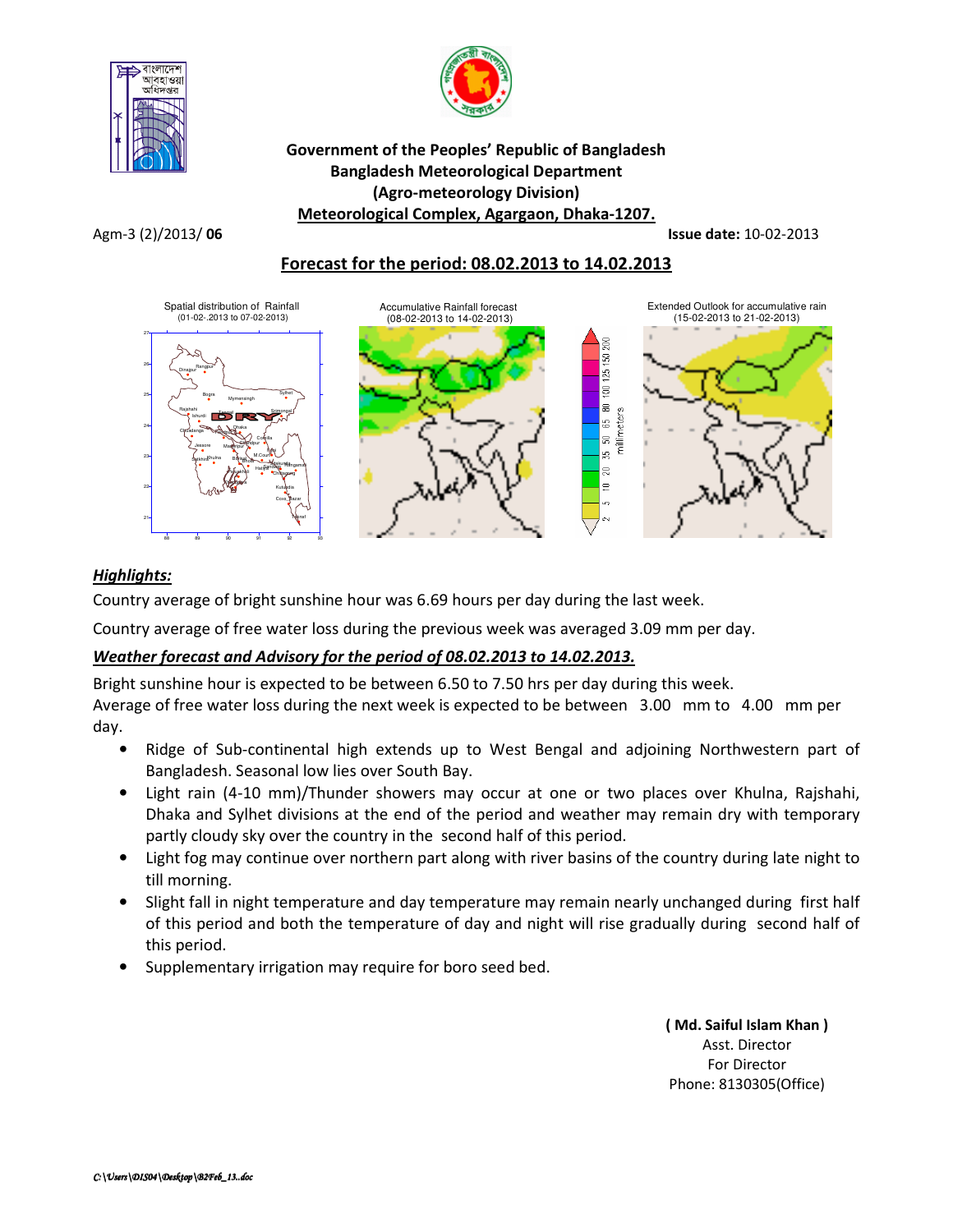**Government of the People's Republic of Bangladesh**
**Bangladesh Meteorological Department**
**(Agro-meteorology Division)**
**Meteorological Complex, Agargaon, Dhaka-1207.**

Agm-3 (2)/2013/ **06** **Issue date:** 10-02-2013

## Forecast for the period: 08.02.2013 to 14.02.2013

Spatial distribution of Rainfall (01-02-.2013 to 07-02-2013)

Accumulative Rainfall forecast (08-02-2013 to 14-02-2013)

Extended Outlook for accumulative rain (15-02-2013 to 21-02-2013)

### *Highlights:*

Country average of bright sunshine hour was 6.69 hours per day during the last week.

Country average of free water loss during the previous week was averaged 3.09 mm per day.

### *Weather forecast and Advisory for the period of 08.02.2013 to 14.02.2013.*

Bright sunshine hour is expected to be between 6.50 to 7.50 hrs per day during this week.
Average of free water loss during the next week is expected to be between 3.00 mm to 4.00 mm per day.

- Ridge of Sub-continental high extends up to West Bengal and adjoining Northwestern part of Bangladesh. Seasonal low lies over South Bay.
- Light rain (4-10 mm)/Thunder showers may occur at one or two places over Khulna, Rajshahi, Dhaka and Sylhet divisions at the end of the period and weather may remain dry with temporary partly cloudy sky over the country in the second half of this period.
- Light fog may continue over northern part along with river basins of the country during late night to till morning.
- Slight fall in night temperature and day temperature may remain nearly unchanged during first half of this period and both the temperature of day and night will rise gradually during second half of this period.
- Supplementary irrigation may require for boro seed bed.

**( Md. Saiful Islam Khan )**
Asst. Director
For Director
Phone: 8130305(Office)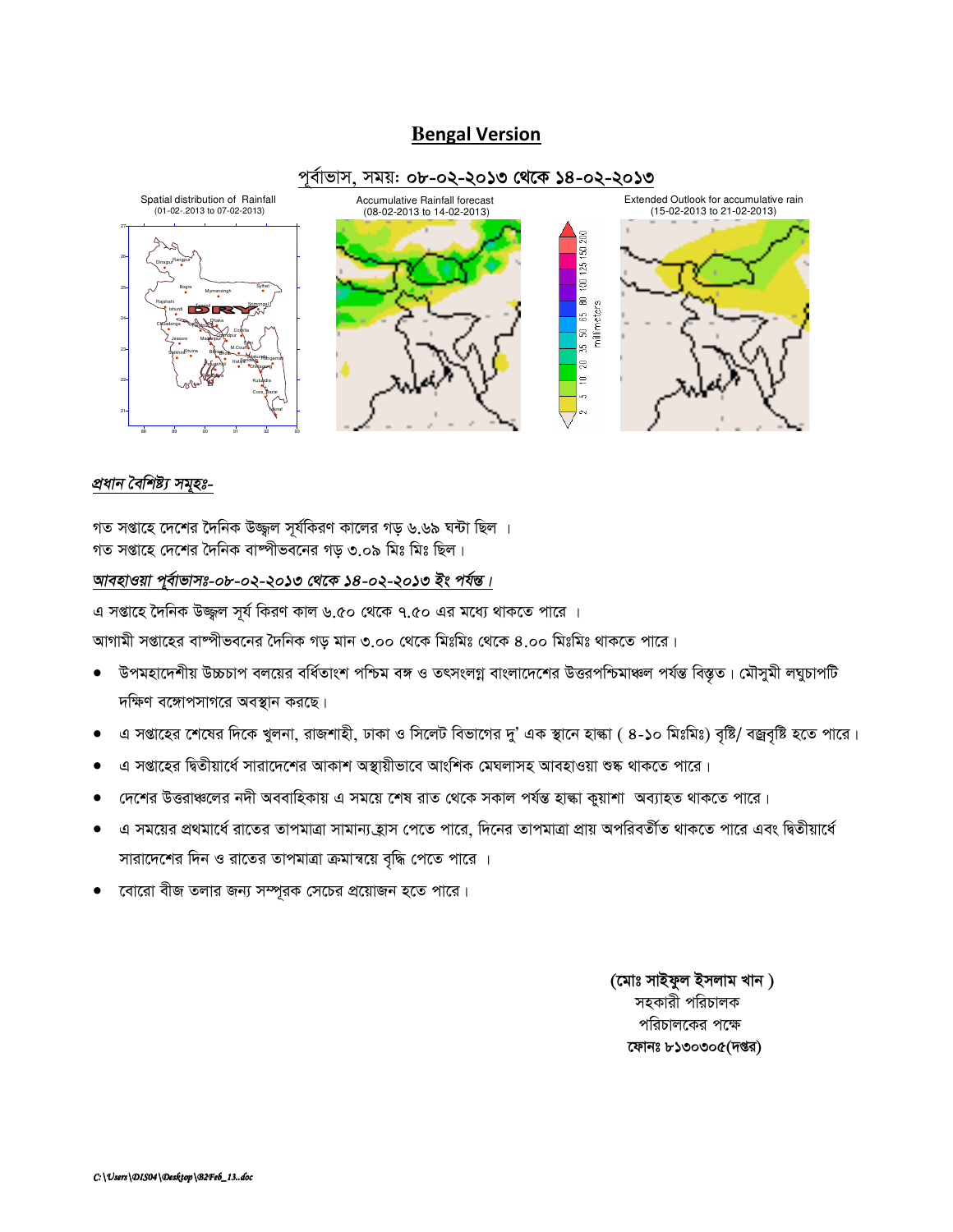# Bengal Version

## পূর্বাভাস, সময়ঃ ০৮-০২-২০১৩ থেকে ১৪-০২-২০১৩

Spatial distribution of Rainfall (01-02-.2013 to 07-02-2013)

Accumulative Rainfall forecast (08-02-2013 to 14-02-2013)

Extended Outlook for accumulative rain (15-02-2013 to 21-02-2013)

*প্রধান বৈশিষ্ট্য সমূহঃ-*

গত সপ্তাহে দেশের দৈনিক উজ্জ্বল সূর্যকিরণ কালের গড় ৬.৬৯ ঘন্টা ছিল ।
গত সপ্তাহে দেশের দৈনিক বাষ্পীভবনের গড় ৩.০৯ মিঃ মিঃ ছিল।

*আবহাওয়া পূর্বাভাসঃ-০৮-০২-২০১৩ থেকে ১৪-০২-২০১৩ ইং পর্যন্ত।*

এ সপ্তাহে দৈনিক উজ্জ্বল সূর্য কিরণ কাল ৬.৫০ থেকে ৭.৫০ এর মধ্যে থাকতে পারে ।

আগামী সপ্তাহের বাষ্পীভবনের দৈনিক গড় মান ৩.০০ থেকে মিঃমিঃ থেকে ৪.০০ মিঃমিঃ থাকতে পারে।

- উপমহাদেশীয় উচ্চচাপ বলয়ের বর্ধিতাংশ পশ্চিম বঙ্গ ও তৎসংলগ্ন বাংলাদেশের উত্তরপশ্চিমাঞ্চল পর্যন্ত বিস্তৃত। মৌসুমী লঘুচাপটি দক্ষিণ বঙ্গোপসাগরে অবস্থান করছে।
- এ সপ্তাহের শেষের দিকে খুলনা, রাজশাহী, ঢাকা ও সিলেট বিভাগের দু' এক স্থানে হাল্কা ( ৪-১০ মিঃমিঃ) বৃষ্টি/ বজ্রবৃষ্টি হতে পারে।
- এ সপ্তাহের দ্বিতীয়ার্ধে সারাদেশের আকাশ অস্থায়ীভাবে আংশিক মেঘলাসহ আবহাওয়া শুষ্ক থাকতে পারে।
- দেশের উত্তরাঞ্চলের নদী অববাহিকায় এ সময়ে শেষ রাত থেকে সকাল পর্যন্ত হাল্কা কুয়াশা অব্যাহত থাকতে পারে।
- এ সময়ের প্রথমার্ধে রাতের তাপমাত্রা সামান্য হ্রাস পেতে পারে, দিনের তাপমাত্রা প্রায় অপরিবর্তীত থাকতে পারে এবং দ্বিতীয়ার্ধে সারাদেশের দিন ও রাতের তাপমাত্রা ক্রমান্বয়ে বৃদ্ধি পেতে পারে ।
- বোরো বীজ তলার জন্য সম্পূরক সেচের প্রয়োজন হতে পারে।

**(মোঃ সাইফুল ইসলাম খান )**
সহকারী পরিচালক
পরিচালকের পক্ষে
**ফোনঃ ৮১৩০৩০৫(দপ্তর)**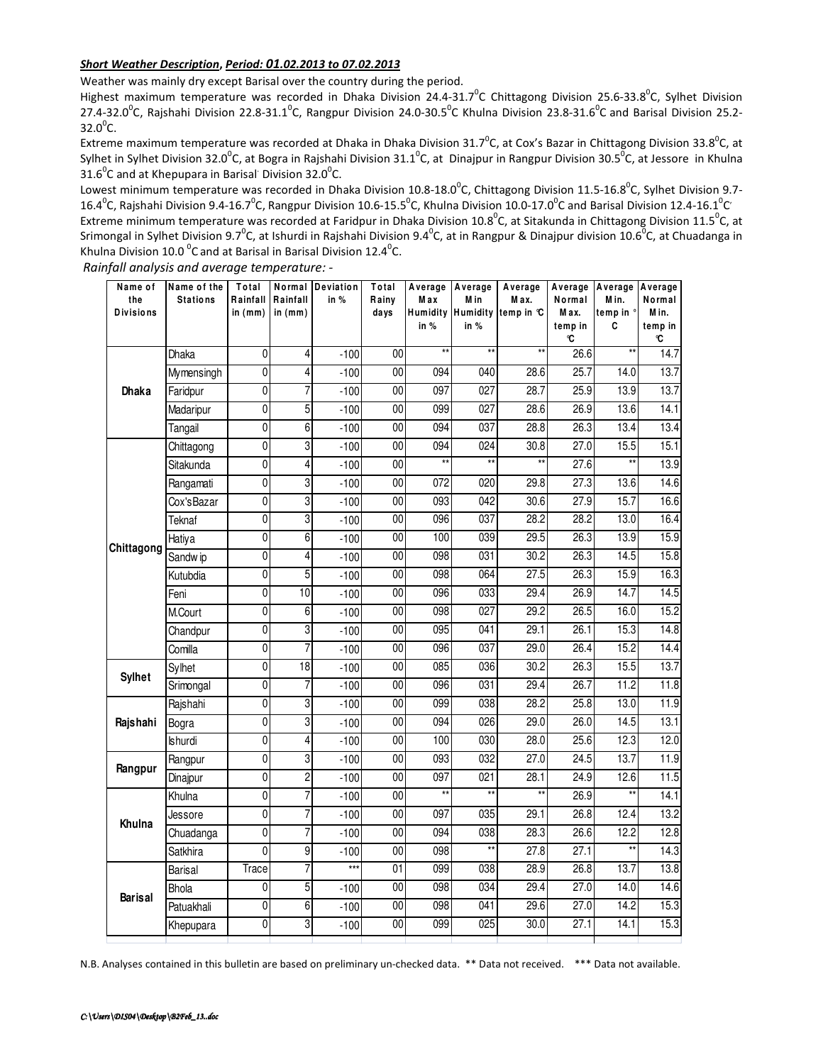***Short Weather Description*, *Period: 01.02.2013 to 07.02.2013***

Weather was mainly dry except Barisal over the country during the period.

Highest maximum temperature was recorded in Dhaka Division 24.4-31.7$^0$C Chittagong Division 25.6-33.8$^0$C, Sylhet Division 27.4-32.0$^0$C, Rajshahi Division 22.8-31.1$^0$C, Rangpur Division 24.0-30.5$^0$C Khulna Division 23.8-31.6$^0$C and Barisal Division 25.2-32.0$^0$C.

Extreme maximum temperature was recorded at Dhaka in Dhaka Division 31.7$^0$C, at Cox's Bazar in Chittagong Division 33.8$^0$C, at Sylhet in Sylhet Division 32.0$^0$C, at Bogra in Rajshahi Division 31.1$^0$C, at Dinajpur in Rangpur Division 30.5$^0$C, at Jessore in Khulna 31.6$^0$C and at Khepupara in Barisal Division 32.0$^0$C.

Lowest minimum temperature was recorded in Dhaka Division 10.8-18.0$^0$C, Chittagong Division 11.5-16.8$^0$C, Sylhet Division 9.7-16.4$^0$C, Rajshahi Division 9.4-16.7$^0$C, Rangpur Division 10.6-15.5$^0$C, Khulna Division 10.0-17.0$^0$C and Barisal Division 12.4-16.1$^0$C.

Extreme minimum temperature was recorded at Faridpur in Dhaka Division 10.8$^0$C, at Sitakunda in Chittagong Division 11.5$^0$C, at Srimongal in Sylhet Division 9.7$^0$C, at Ishurdi in Rajshahi Division 9.4$^0$C, at in Rangpur & Dinajpur division 10.6$^0$C, at Chuadanga in Khulna Division 10.0 $^0$C and at Barisal in Barisal Division 12.4$^0$C.

*Rainfall analysis and average temperature: -*

| Name of the Divisions | Name of the Stations | Total Rainfall in (mm) | Normal Rainfall in (mm) | Deviation in % | Total Rainy days | Average Max Humidity in % | Average Min Humidity in % | Average Max. temp in °C | Average Normal Max. temp in °C | Average Min. temp in °C | Average Normal Min. temp in °C |
|---|---|---|---|---|---|---|---|---|---|---|---|
| Dhaka | Dhaka | 0 | 4 | -100 | 00 | ** | ** | ** | 26.6 | ** | 14.7 |
| | Mymensingh | 0 | 4 | -100 | 00 | 094 | 040 | 28.6 | 25.7 | 14.0 | 13.7 |
| | Faridpur | 0 | 7 | -100 | 00 | 097 | 027 | 28.7 | 25.9 | 13.9 | 13.7 |
| | Madaripur | 0 | 5 | -100 | 00 | 099 | 027 | 28.6 | 26.9 | 13.6 | 14.1 |
| | Tangail | 0 | 6 | -100 | 00 | 094 | 037 | 28.8 | 26.3 | 13.4 | 13.4 |
| Chittagong | Chittagong | 0 | 3 | -100 | 00 | 094 | 024 | 30.8 | 27.0 | 15.5 | 15.1 |
| | Sitakunda | 0 | 4 | -100 | 00 | ** | ** | ** | 27.6 | ** | 13.9 |
| | Rangamati | 0 | 3 | -100 | 00 | 072 | 020 | 29.8 | 27.3 | 13.6 | 14.6 |
| | Cox'sBazar | 0 | 3 | -100 | 00 | 093 | 042 | 30.6 | 27.9 | 15.7 | 16.6 |
| | Teknaf | 0 | 3 | -100 | 00 | 096 | 037 | 28.2 | 28.2 | 13.0 | 16.4 |
| | Hatiya | 0 | 6 | -100 | 00 | 100 | 039 | 29.5 | 26.3 | 13.9 | 15.9 |
| | Sandwip | 0 | 4 | -100 | 00 | 098 | 031 | 30.2 | 26.3 | 14.5 | 15.8 |
| | Kutubdia | 0 | 5 | -100 | 00 | 098 | 064 | 27.5 | 26.3 | 15.9 | 16.3 |
| | Feni | 0 | 10 | -100 | 00 | 096 | 033 | 29.4 | 26.9 | 14.7 | 14.5 |
| | M.Court | 0 | 6 | -100 | 00 | 098 | 027 | 29.2 | 26.5 | 16.0 | 15.2 |
| | Chandpur | 0 | 3 | -100 | 00 | 095 | 041 | 29.1 | 26.1 | 15.3 | 14.8 |
| | Comilla | 0 | 7 | -100 | 00 | 096 | 037 | 29.0 | 26.4 | 15.2 | 14.4 |
| Sylhet | Sylhet | 0 | 18 | -100 | 00 | 085 | 036 | 30.2 | 26.3 | 15.5 | 13.7 |
| | Srimongal | 0 | 7 | -100 | 00 | 096 | 031 | 29.4 | 26.7 | 11.2 | 11.8 |
| Rajshahi | Rajshahi | 0 | 3 | -100 | 00 | 099 | 038 | 28.2 | 25.8 | 13.0 | 11.9 |
| | Bogra | 0 | 3 | -100 | 00 | 094 | 026 | 29.0 | 26.0 | 14.5 | 13.1 |
| | Ishurdi | 0 | 4 | -100 | 00 | 100 | 030 | 28.0 | 25.6 | 12.3 | 12.0 |
| Rangpur | Rangpur | 0 | 3 | -100 | 00 | 093 | 032 | 27.0 | 24.5 | 13.7 | 11.9 |
| | Dinajpur | 0 | 2 | -100 | 00 | 097 | 021 | 28.1 | 24.9 | 12.6 | 11.5 |
| Khulna | Khulna | 0 | 7 | -100 | 00 | ** | ** | ** | 26.9 | ** | 14.1 |
| | Jessore | 0 | 7 | -100 | 00 | 097 | 035 | 29.1 | 26.8 | 12.4 | 13.2 |
| | Chuadanga | 0 | 7 | -100 | 00 | 094 | 038 | 28.3 | 26.6 | 12.2 | 12.8 |
| | Satkhira | 0 | 9 | -100 | 00 | 098 | ** | 27.8 | 27.1 | ** | 14.3 |
| Barisal | Barisal | Trace | 7 | *** | 01 | 099 | 038 | 28.9 | 26.8 | 13.7 | 13.8 |
| | Bhola | 0 | 5 | -100 | 00 | 098 | 034 | 29.4 | 27.0 | 14.0 | 14.6 |
| | Patuakhali | 0 | 6 | -100 | 00 | 098 | 041 | 29.6 | 27.0 | 14.2 | 15.3 |
| | Khepupara | 0 | 3 | -100 | 00 | 099 | 025 | 30.0 | 27.1 | 14.1 | 15.3 |

N.B. Analyses contained in this bulletin are based on preliminary un-checked data. ** Data not received. *** Data not available.

*C:\Users\DIS04\Desktop\B2Feb_13..doc*